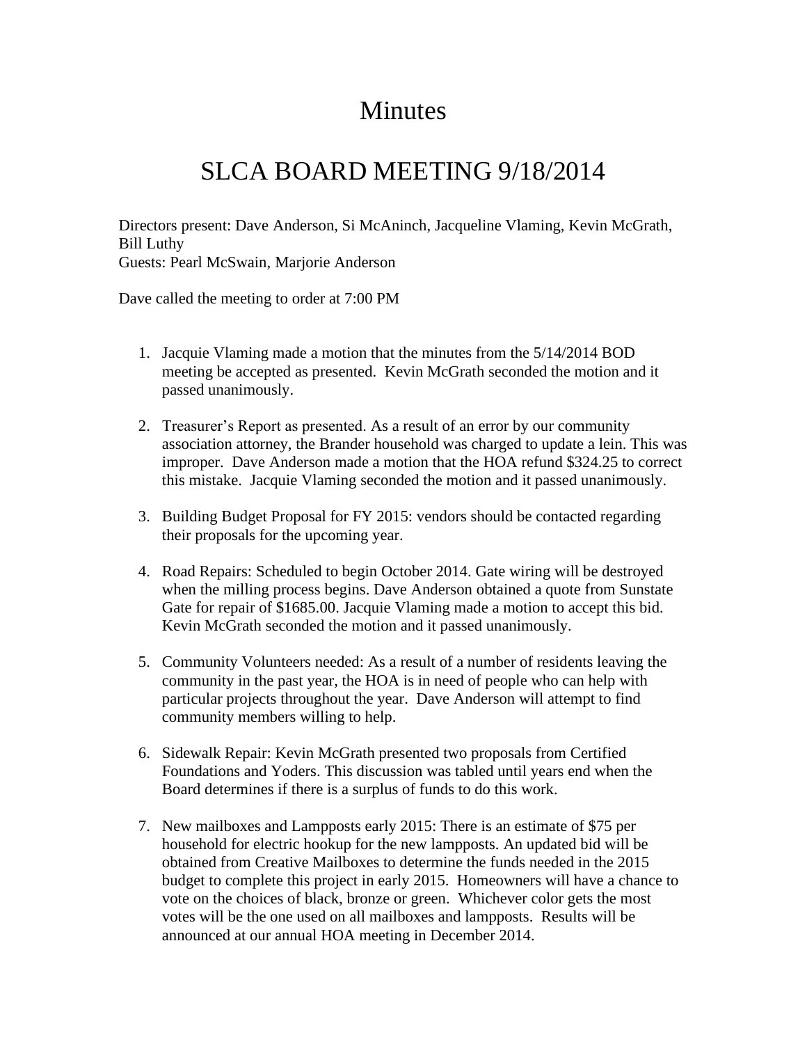# Minutes

# SLCA BOARD MEETING 9/18/2014

Directors present: Dave Anderson, Si McAninch, Jacqueline Vlaming, Kevin McGrath, Bill Luthy
Guests: Pearl McSwain, Marjorie Anderson

Dave called the meeting to order at 7:00 PM

1. Jacquie Vlaming made a motion that the minutes from the 5/14/2014 BOD meeting be accepted as presented. Kevin McGrath seconded the motion and it passed unanimously.

2. Treasurer's Report as presented. As a result of an error by our community association attorney, the Brander household was charged to update a lein. This was improper. Dave Anderson made a motion that the HOA refund $324.25 to correct this mistake. Jacquie Vlaming seconded the motion and it passed unanimously.

3. Building Budget Proposal for FY 2015: vendors should be contacted regarding their proposals for the upcoming year.

4. Road Repairs: Scheduled to begin October 2014. Gate wiring will be destroyed when the milling process begins. Dave Anderson obtained a quote from Sunstate Gate for repair of $1685.00. Jacquie Vlaming made a motion to accept this bid. Kevin McGrath seconded the motion and it passed unanimously.

5. Community Volunteers needed: As a result of a number of residents leaving the community in the past year, the HOA is in need of people who can help with particular projects throughout the year. Dave Anderson will attempt to find community members willing to help.

6. Sidewalk Repair: Kevin McGrath presented two proposals from Certified Foundations and Yoders. This discussion was tabled until years end when the Board determines if there is a surplus of funds to do this work.

7. New mailboxes and Lampposts early 2015: There is an estimate of $75 per household for electric hookup for the new lampposts. An updated bid will be obtained from Creative Mailboxes to determine the funds needed in the 2015 budget to complete this project in early 2015. Homeowners will have a chance to vote on the choices of black, bronze or green. Whichever color gets the most votes will be the one used on all mailboxes and lampposts. Results will be announced at our annual HOA meeting in December 2014.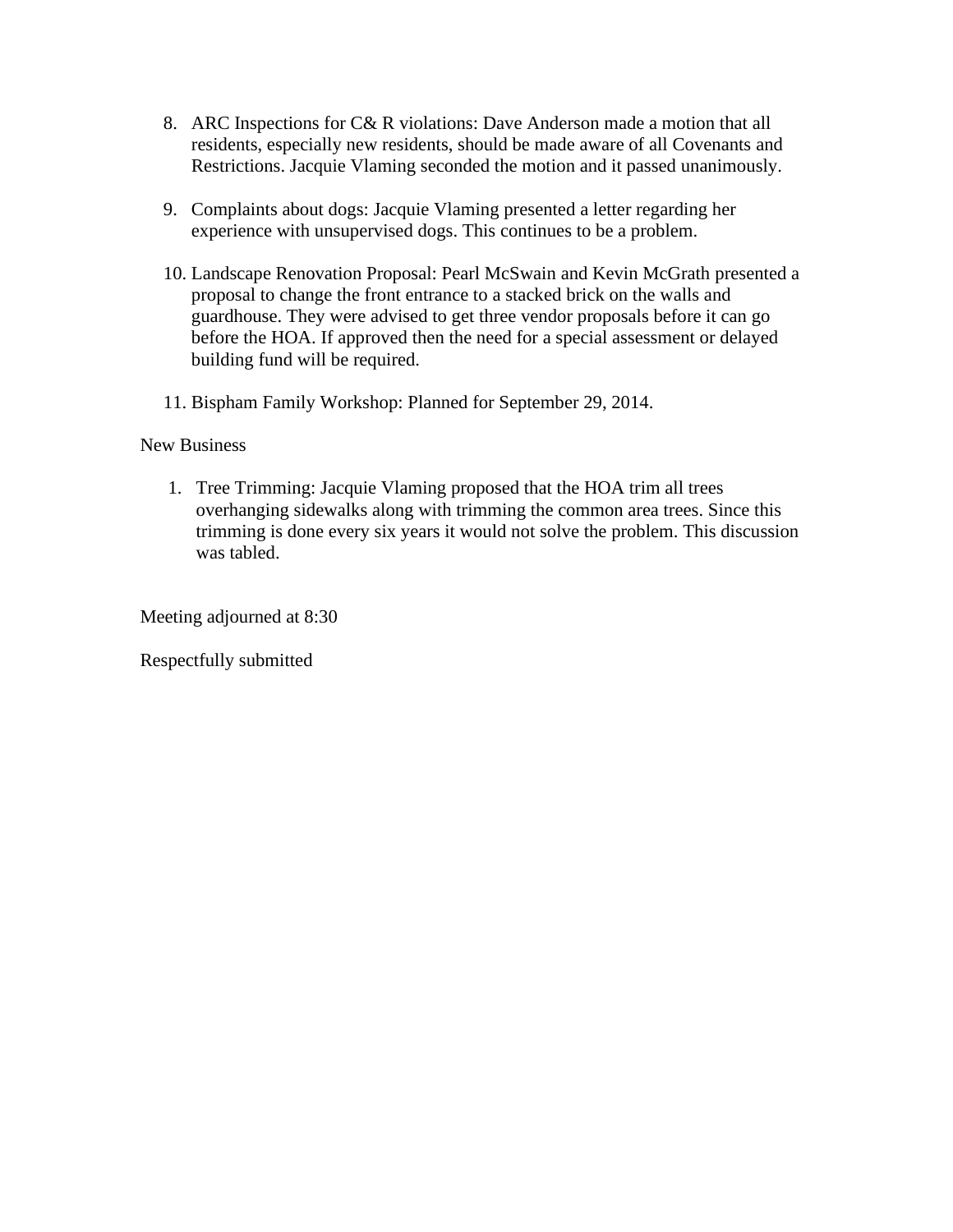8. ARC Inspections for C& R violations: Dave Anderson made a motion that all residents, especially new residents, should be made aware of all Covenants and Restrictions. Jacquie Vlaming seconded the motion and it passed unanimously.

9. Complaints about dogs: Jacquie Vlaming presented a letter regarding her experience with unsupervised dogs. This continues to be a problem.

10. Landscape Renovation Proposal: Pearl McSwain and Kevin McGrath presented a proposal to change the front entrance to a stacked brick on the walls and guardhouse. They were advised to get three vendor proposals before it can go before the HOA. If approved then the need for a special assessment or delayed building fund will be required.

11. Bispham Family Workshop: Planned for September 29, 2014.

New Business

1. Tree Trimming: Jacquie Vlaming proposed that the HOA trim all trees overhanging sidewalks along with trimming the common area trees. Since this trimming is done every six years it would not solve the problem. This discussion was tabled.

Meeting adjourned at 8:30

Respectfully submitted